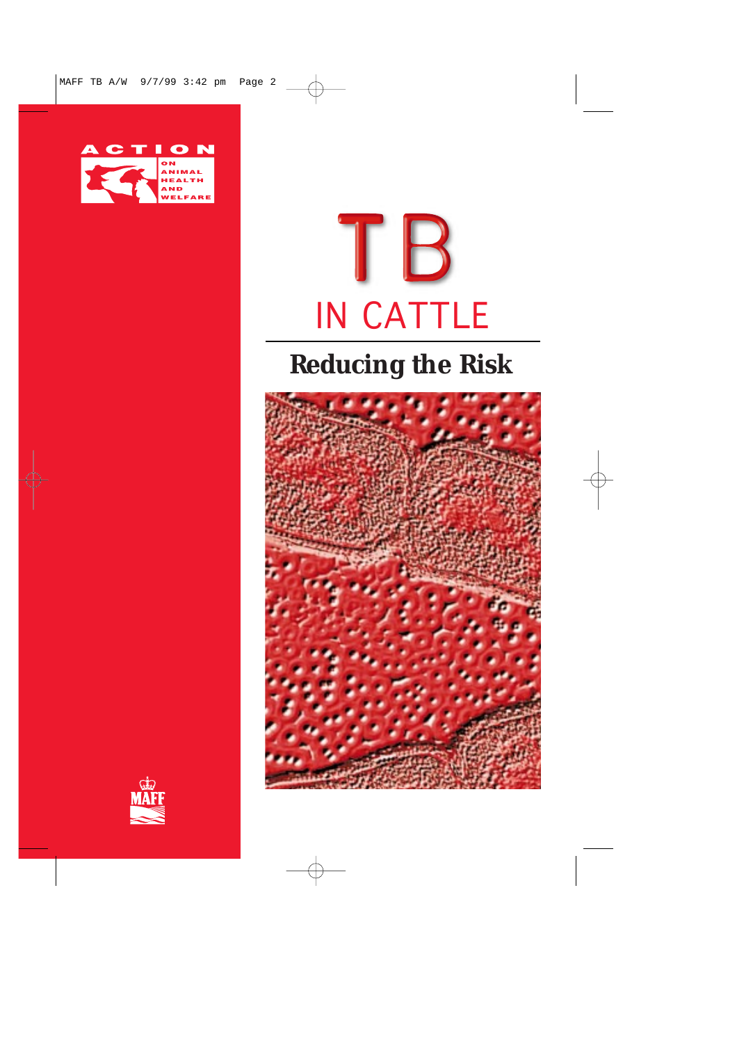ACTION ON ANIMAL HEALTH AND WELFARE

# TB IN CATTLE

## Reducing the Risk

MAFF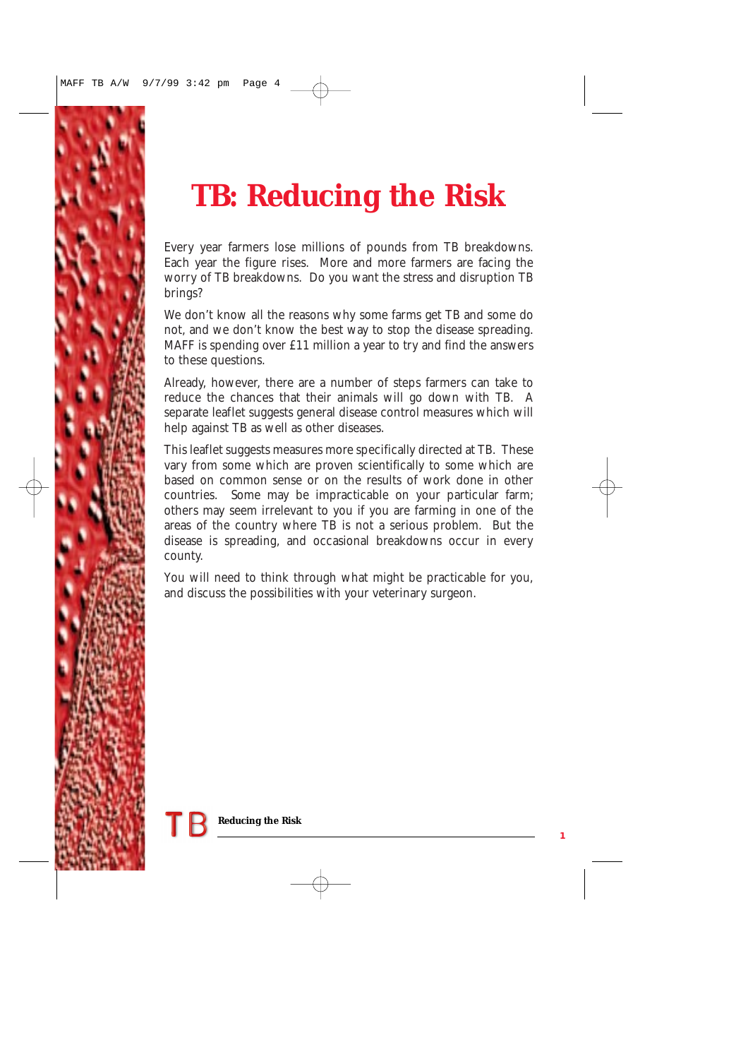# TB: Reducing the Risk

Every year farmers lose millions of pounds from TB breakdowns. Each year the figure rises. More and more farmers are facing the worry of TB breakdowns. Do you want the stress and disruption TB brings?

We don't know all the reasons why some farms get TB and some do not, and we don't know the best way to stop the disease spreading. MAFF is spending over £11 million a year to try and find the answers to these questions.

Already, however, there are a number of steps farmers can take to reduce the chances that their animals will go down with TB. A separate leaflet suggests general disease control measures which will help against TB as well as other diseases.

This leaflet suggests measures more specifically directed at TB. These vary from some which are proven scientifically to some which are based on common sense or on the results of work done in other countries. Some may be impracticable on your particular farm; others may seem irrelevant to you if you are farming in one of the areas of the country where TB is not a serious problem. But the disease is spreading, and occasional breakdowns occur in every county.

You will need to think through what might be practicable for you, and discuss the possibilities with your veterinary surgeon.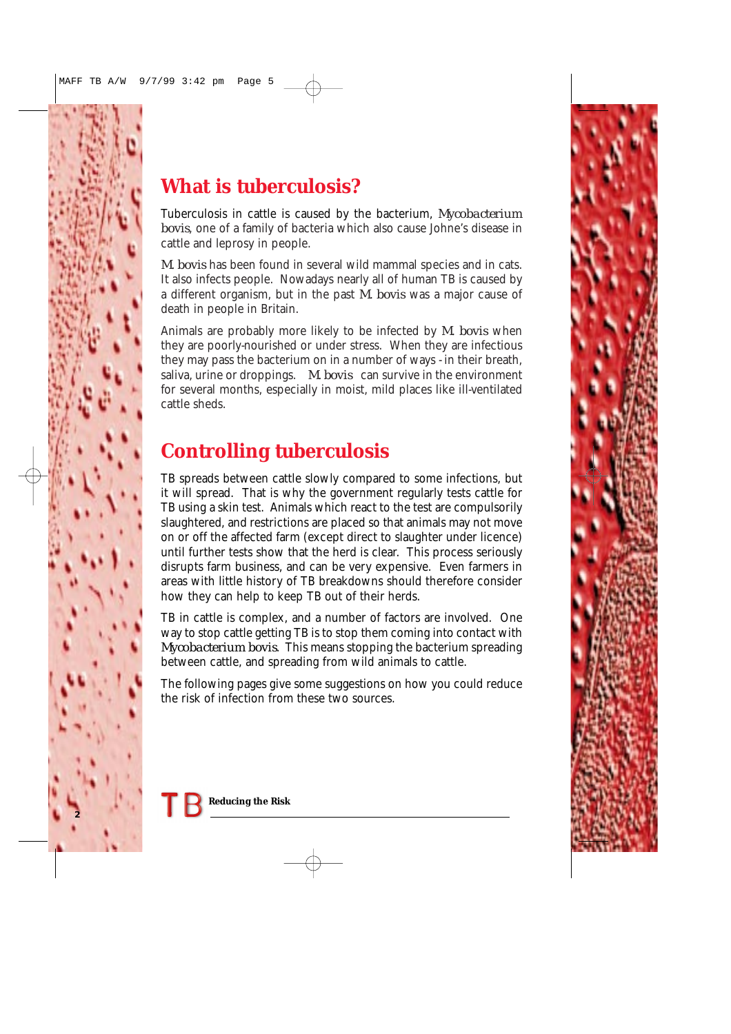## What is tuberculosis?

Tuberculosis in cattle is caused by the bacterium, *Mycobacterium bovis*, one of a family of bacteria which also cause Johne's disease in cattle and leprosy in people.

*M. bovis* has been found in several wild mammal species and in cats. It also infects people. Nowadays nearly all of human TB is caused by a different organism, but in the past *M. bovis* was a major cause of death in people in Britain.

Animals are probably more likely to be infected by *M. bovis* when they are poorly-nourished or under stress. When they are infectious they may pass the bacterium on in a number of ways - in their breath, saliva, urine or droppings. *M. bovis* can survive in the environment for several months, especially in moist, mild places like ill-ventilated cattle sheds.

## Controlling tuberculosis

TB spreads between cattle slowly compared to some infections, but it will spread. That is why the government regularly tests cattle for TB using a skin test. Animals which react to the test are compulsorily slaughtered, and restrictions are placed so that animals may not move on or off the affected farm (except direct to slaughter under licence) until further tests show that the herd is clear. This process seriously disrupts farm business, and can be very expensive. Even farmers in areas with little history of TB breakdowns should therefore consider how they can help to keep TB out of their herds.

TB in cattle is complex, and a number of factors are involved. One way to stop cattle getting TB is to stop them coming into contact with *Mycobacterium bovis*. This means stopping the bacterium spreading between cattle, and spreading from wild animals to cattle.

The following pages give some suggestions on how you could reduce the risk of infection from these two sources.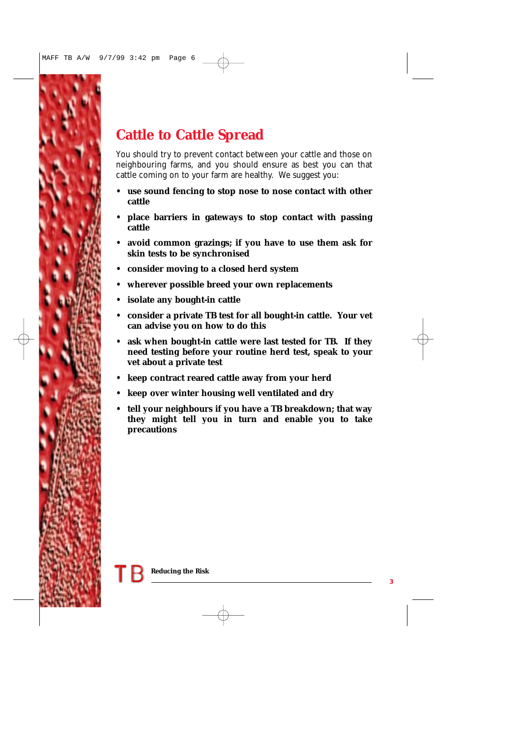## Cattle to Cattle Spread

You should try to prevent contact between your cattle and those on neighbouring farms, and you should ensure as best you can that cattle coming on to your farm are healthy. We suggest you:

- **use sound fencing to stop nose to nose contact with other cattle**
- **place barriers in gateways to stop contact with passing cattle**
- **avoid common grazings; if you have to use them ask for skin tests to be synchronised**
- **consider moving to a closed herd system**
- **wherever possible breed your own replacements**
- **isolate any bought-in cattle**
- **consider a private TB test for all bought-in cattle. Your vet can advise you on how to do this**
- **ask when bought-in cattle were last tested for TB. If they need testing before your routine herd test, speak to your vet about a private test**
- **keep contract reared cattle away from your herd**
- **keep over winter housing well ventilated and dry**
- **tell your neighbours if you have a TB breakdown; that way they might tell you in turn and enable you to take precautions**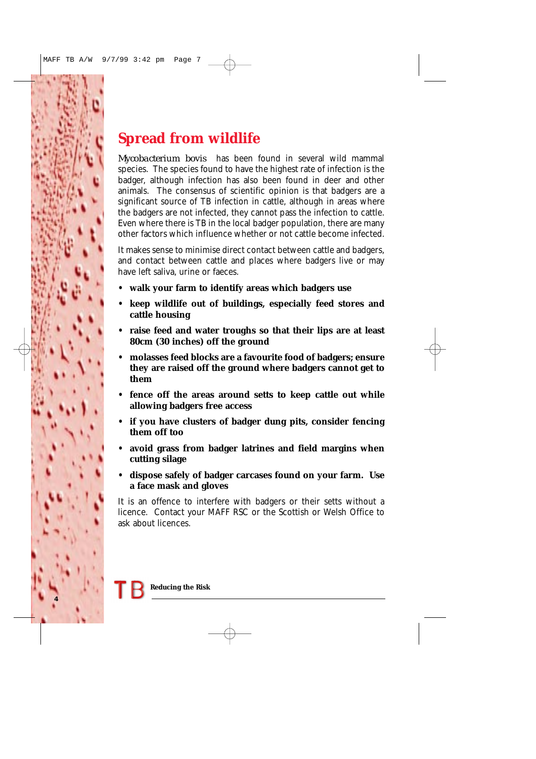## Spread from wildlife

*Mycobacterium bovis* has been found in several wild mammal species. The species found to have the highest rate of infection is the badger, although infection has also been found in deer and other animals. The consensus of scientific opinion is that badgers are a significant source of TB infection in cattle, although in areas where the badgers are not infected, they cannot pass the infection to cattle. Even where there is TB in the local badger population, there are many other factors which influence whether or not cattle become infected.

It makes sense to minimise direct contact between cattle and badgers, and contact between cattle and places where badgers live or may have left saliva, urine or faeces.

- **walk your farm to identify areas which badgers use**
- **keep wildlife out of buildings, especially feed stores and cattle housing**
- **raise feed and water troughs so that their lips are at least 80cm (30 inches) off the ground**
- **molasses feed blocks are a favourite food of badgers; ensure they are raised off the ground where badgers cannot get to them**
- **fence off the areas around setts to keep cattle out while allowing badgers free access**
- **if you have clusters of badger dung pits, consider fencing them off too**
- **avoid grass from badger latrines and field margins when cutting silage**
- **dispose safely of badger carcases found on your farm. Use a face mask and gloves**

It is an offence to interfere with badgers or their setts without a licence. Contact your MAFF RSC or the Scottish or Welsh Office to ask about licences.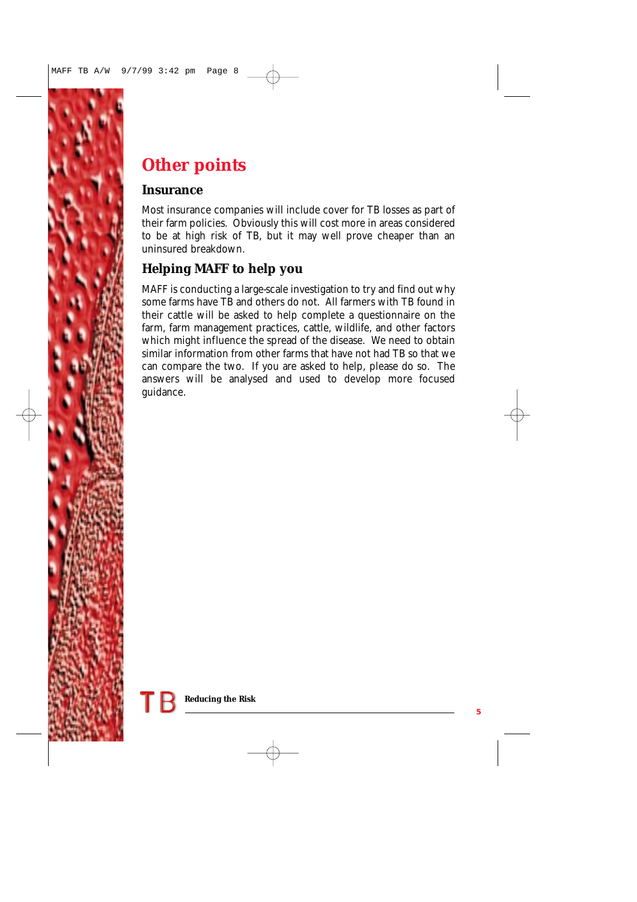# Other points

## Insurance

Most insurance companies will include cover for TB losses as part of their farm policies. Obviously this will cost more in areas considered to be at high risk of TB, but it may well prove cheaper than an uninsured breakdown.

## Helping MAFF to help you

MAFF is conducting a large-scale investigation to try and find out why some farms have TB and others do not. All farmers with TB found in their cattle will be asked to help complete a questionnaire on the farm, farm management practices, cattle, wildlife, and other factors which might influence the spread of the disease. We need to obtain similar information from other farms that have not had TB so that we can compare the two. If you are asked to help, please do so. The answers will be analysed and used to develop more focused guidance.